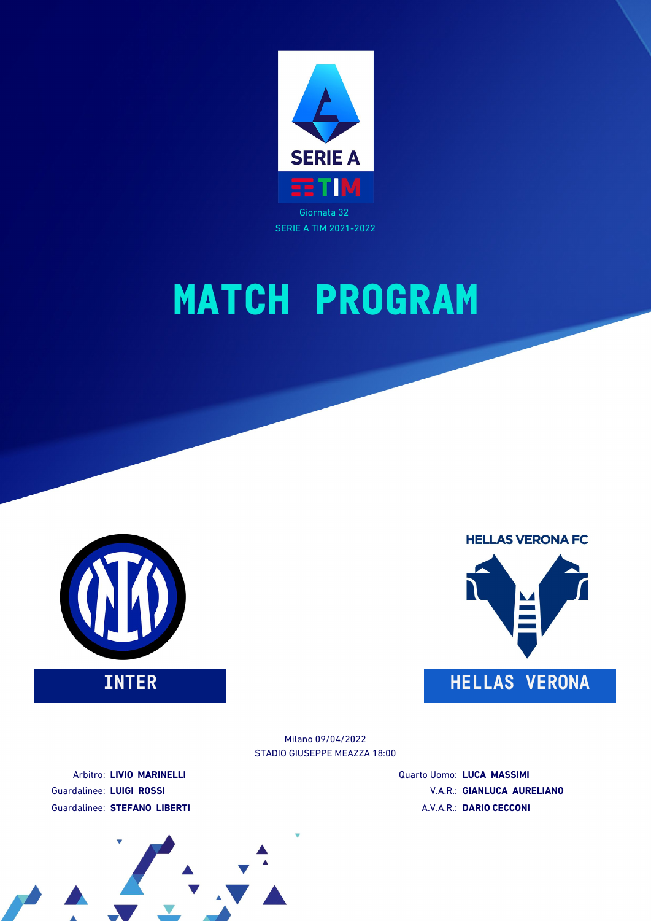Giornata 32
SERIE A TIM 2021-2022

# MATCH PROGRAM

HELLAS VERONA FC

**INTER** — **HELLAS VERONA**

Milano 09/04/2022
STADIO GIUSEPPE MEAZZA 18:00

Arbitro: **LIVIO MARINELLI**
Guardalinee: **LUIGI ROSSI**
Guardalinee: **STEFANO LIBERTI**

Quarto Uomo: **LUCA MASSIMI**
V.A.R.: **GIANLUCA AURELIANO**
A.V.A.R.: **DARIO CECCONI**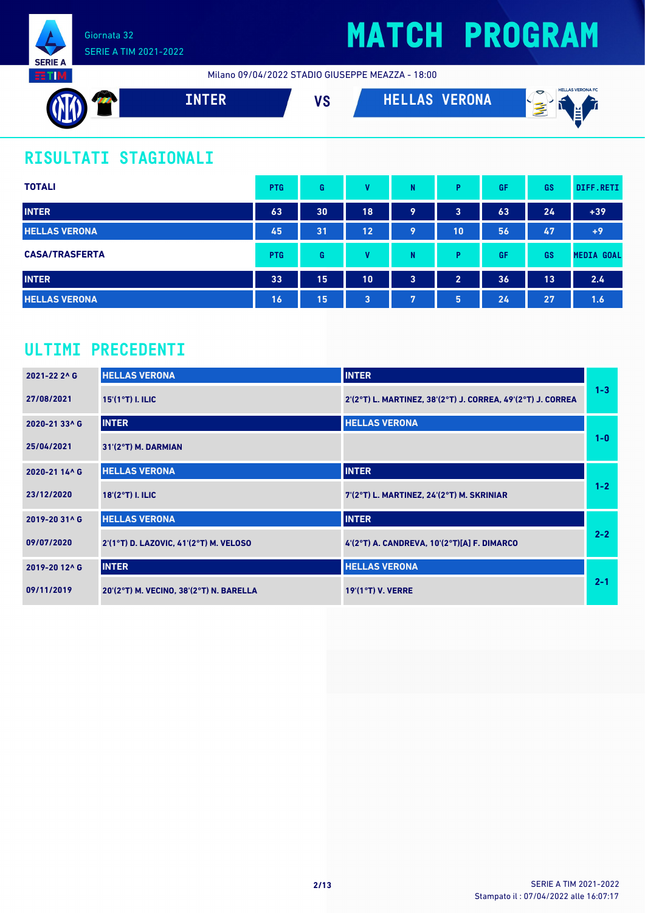Giornata 32

SERIE A TIM 2021-2022

# MATCH PROGRAM

Milano 09/04/2022 STADIO GIUSEPPE MEAZZA - 18:00

**INTER** VS **HELLAS VERONA**

## RISULTATI STAGIONALI

| TOTALI | PTG | G | V | N | P | GF | GS | DIFF.RETI |
|---|---|---|---|---|---|---|---|---|
| INTER | 63 | 30 | 18 | 9 | 3 | 63 | 24 | +39 |
| HELLAS VERONA | 45 | 31 | 12 | 9 | 10 | 56 | 47 | +9 |

| CASA/TRASFERTA | PTG | G | V | N | P | GF | GS | MEDIA GOAL |
|---|---|---|---|---|---|---|---|---|
| INTER | 33 | 15 | 10 | 3 | 2 | 36 | 13 | 2.4 |
| HELLAS VERONA | 16 | 15 | 3 | 7 | 5 | 24 | 27 | 1.6 |

## ULTIMI PRECEDENTI

| Giornata / Data | Casa | Trasferta | Risultato |
|---|---|---|---|
| 2021-22 2^ G | HELLAS VERONA | INTER | 1-3 |
| 27/08/2021 | 15'(1°T) I. ILIC | 2'(2°T) L. MARTINEZ, 38'(2°T) J. CORREA, 49'(2°T) J. CORREA | |
| 2020-21 33^ G | INTER | HELLAS VERONA | 1-0 |
| 25/04/2021 | 31'(2°T) M. DARMIAN | | |
| 2020-21 14^ G | HELLAS VERONA | INTER | 1-2 |
| 23/12/2020 | 18'(2°T) I. ILIC | 7'(2°T) L. MARTINEZ, 24'(2°T) M. SKRINIAR | |
| 2019-20 31^ G | HELLAS VERONA | INTER | 2-2 |
| 09/07/2020 | 2'(1°T) D. LAZOVIC, 41'(2°T) M. VELOSO | 4'(2°T) A. CANDREVA, 10'(2°T)[A] F. DIMARCO | |
| 2019-20 12^ G | INTER | HELLAS VERONA | 2-1 |
| 09/11/2019 | 20'(2°T) M. VECINO, 38'(2°T) N. BARELLA | 19'(1°T) V. VERRE | |

SERIE A TIM 2021-2022

Stampato il : 07/04/2022 alle 16:07:17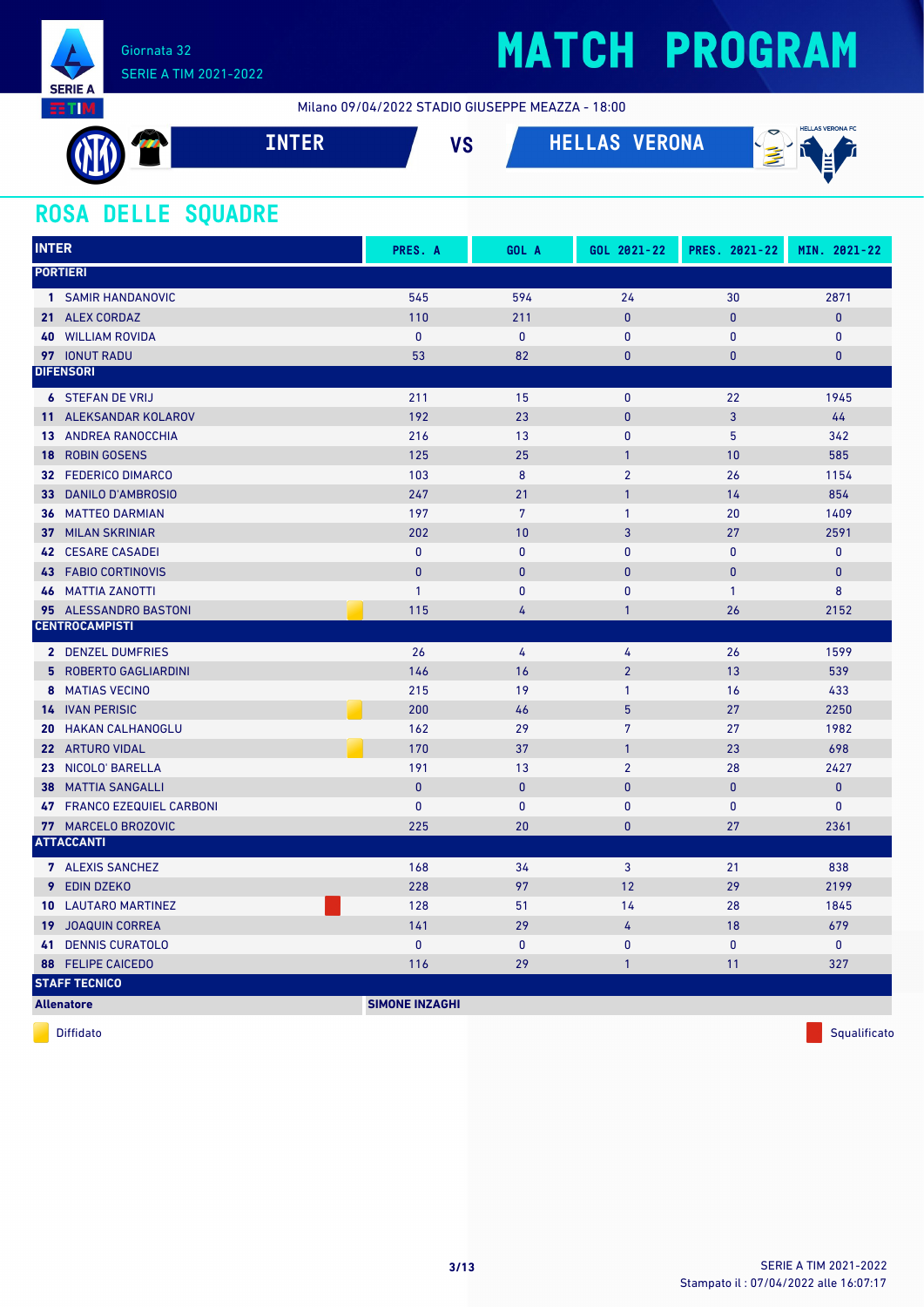Giornata 32

SERIE A TIM 2021-2022

# MATCH PROGRAM

Milano 09/04/2022 STADIO GIUSEPPE MEAZZA - 18:00

**INTER** VS **HELLAS VERONA**

## ROSA DELLE SQUADRE

| INTER | | PRES. A | GOL A | GOL 2021-22 | PRES. 2021-22 | MIN. 2021-22 |
|---|---|---|---|---|---|---|
| **PORTIERI** | | | | | | |
| 1 | SAMIR HANDANOVIC | 545 | 594 | 24 | 30 | 2871 |
| 21 | ALEX CORDAZ | 110 | 211 | 0 | 0 | 0 |
| 40 | WILLIAM ROVIDA | 0 | 0 | 0 | 0 | 0 |
| 97 | IONUT RADU | 53 | 82 | 0 | 0 | 0 |
| **DIFENSORI** | | | | | | |
| 6 | STEFAN DE VRIJ | 211 | 15 | 0 | 22 | 1945 |
| 11 | ALEKSANDAR KOLAROV | 192 | 23 | 0 | 3 | 44 |
| 13 | ANDREA RANOCCHIA | 216 | 13 | 0 | 5 | 342 |
| 18 | ROBIN GOSENS | 125 | 25 | 1 | 10 | 585 |
| 32 | FEDERICO DIMARCO | 103 | 8 | 2 | 26 | 1154 |
| 33 | DANILO D'AMBROSIO | 247 | 21 | 1 | 14 | 854 |
| 36 | MATTEO DARMIAN | 197 | 7 | 1 | 20 | 1409 |
| 37 | MILAN SKRINIAR | 202 | 10 | 3 | 27 | 2591 |
| 42 | CESARE CASADEI | 0 | 0 | 0 | 0 | 0 |
| 43 | FABIO CORTINOVIS | 0 | 0 | 0 | 0 | 0 |
| 46 | MATTIA ZANOTTI | 1 | 0 | 0 | 1 | 8 |
| 95 | ALESSANDRO BASTONI (Diffidato) | 115 | 4 | 1 | 26 | 2152 |
| **CENTROCAMPISTI** | | | | | | |
| 2 | DENZEL DUMFRIES | 26 | 4 | 4 | 26 | 1599 |
| 5 | ROBERTO GAGLIARDINI | 146 | 16 | 2 | 13 | 539 |
| 8 | MATIAS VECINO | 215 | 19 | 1 | 16 | 433 |
| 14 | IVAN PERISIC (Diffidato) | 200 | 46 | 5 | 27 | 2250 |
| 20 | HAKAN CALHANOGLU | 162 | 29 | 7 | 27 | 1982 |
| 22 | ARTURO VIDAL (Diffidato) | 170 | 37 | 1 | 23 | 698 |
| 23 | NICOLO' BARELLA | 191 | 13 | 2 | 28 | 2427 |
| 38 | MATTIA SANGALLI | 0 | 0 | 0 | 0 | 0 |
| 47 | FRANCO EZEQUIEL CARBONI | 0 | 0 | 0 | 0 | 0 |
| 77 | MARCELO BROZOVIC | 225 | 20 | 0 | 27 | 2361 |
| **ATTACCANTI** | | | | | | |
| 7 | ALEXIS SANCHEZ | 168 | 34 | 3 | 21 | 838 |
| 9 | EDIN DZEKO | 228 | 97 | 12 | 29 | 2199 |
| 10 | LAUTARO MARTINEZ (Squalificato) | 128 | 51 | 14 | 28 | 1845 |
| 19 | JOAQUIN CORREA | 141 | 29 | 4 | 18 | 679 |
| 41 | DENNIS CURATOLO | 0 | 0 | 0 | 0 | 0 |
| 88 | FELIPE CAICEDO | 116 | 29 | 1 | 11 | 327 |
| **STAFF TECNICO** | | | | | | |
| **Allenatore** | | **SIMONE INZAGHI** | | | | |

Diffidato | Squalificato

Stampato il : 07/04/2022 alle 16:07:17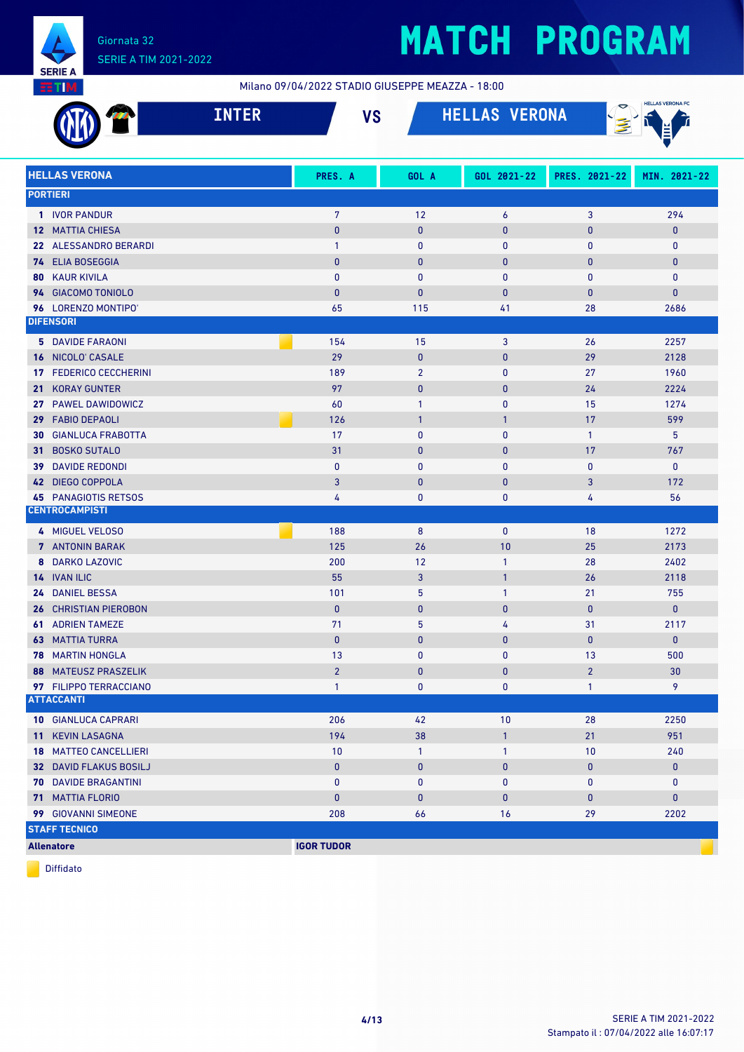# MATCH PROGRAM

Giornata 32
SERIE A TIM 2021-2022

Milano 09/04/2022 STADIO GIUSEPPE MEAZZA - 18:00

**INTER** VS **HELLAS VERONA**

| HELLAS VERONA | | PRES. A | GOL A | GOL 2021-22 | PRES. 2021-22 | MIN. 2021-22 |
|---|---|---|---|---|---|---|
| **PORTIERI** | | | | | | |
| 1 IVOR PANDUR | | 7 | 12 | 6 | 3 | 294 |
| 12 MATTIA CHIESA | | 0 | 0 | 0 | 0 | 0 |
| 22 ALESSANDRO BERARDI | | 1 | 0 | 0 | 0 | 0 |
| 74 ELIA BOSEGGIA | | 0 | 0 | 0 | 0 | 0 |
| 80 KAUR KIVILA | | 0 | 0 | 0 | 0 | 0 |
| 94 GIACOMO TONIOLO | | 0 | 0 | 0 | 0 | 0 |
| 96 LORENZO MONTIPO' | | 65 | 115 | 41 | 28 | 2686 |
| **DIFENSORI** | | | | | | |
| 5 DAVIDE FARAONI | Diffidato | 154 | 15 | 3 | 26 | 2257 |
| 16 NICOLO' CASALE | | 29 | 0 | 0 | 29 | 2128 |
| 17 FEDERICO CECCHERINI | | 189 | 2 | 0 | 27 | 1960 |
| 21 KORAY GUNTER | | 97 | 0 | 0 | 24 | 2224 |
| 27 PAWEL DAWIDOWICZ | | 60 | 1 | 0 | 15 | 1274 |
| 29 FABIO DEPAOLI | Diffidato | 126 | 1 | 1 | 17 | 599 |
| 30 GIANLUCA FRABOTTA | | 17 | 0 | 0 | 1 | 5 |
| 31 BOSKO SUTALO | | 31 | 0 | 0 | 17 | 767 |
| 39 DAVIDE REDONDI | | 0 | 0 | 0 | 0 | 0 |
| 42 DIEGO COPPOLA | | 3 | 0 | 0 | 3 | 172 |
| 45 PANAGIOTIS RETSOS | | 4 | 0 | 0 | 4 | 56 |
| **CENTROCAMPISTI** | | | | | | |
| 4 MIGUEL VELOSO | Diffidato | 188 | 8 | 0 | 18 | 1272 |
| 7 ANTONIN BARAK | | 125 | 26 | 10 | 25 | 2173 |
| 8 DARKO LAZOVIC | | 200 | 12 | 1 | 28 | 2402 |
| 14 IVAN ILIC | | 55 | 3 | 1 | 26 | 2118 |
| 24 DANIEL BESSA | | 101 | 5 | 1 | 21 | 755 |
| 26 CHRISTIAN PIEROBON | | 0 | 0 | 0 | 0 | 0 |
| 61 ADRIEN TAMEZE | | 71 | 5 | 4 | 31 | 2117 |
| 63 MATTIA TURRA | | 0 | 0 | 0 | 0 | 0 |
| 78 MARTIN HONGLA | | 13 | 0 | 0 | 13 | 500 |
| 88 MATEUSZ PRASZELIK | | 2 | 0 | 0 | 2 | 30 |
| 97 FILIPPO TERRACCIANO | | 1 | 0 | 0 | 1 | 9 |
| **ATTACCANTI** | | | | | | |
| 10 GIANLUCA CAPRARI | | 206 | 42 | 10 | 28 | 2250 |
| 11 KEVIN LASAGNA | | 194 | 38 | 1 | 21 | 951 |
| 18 MATTEO CANCELLIERI | | 10 | 1 | 1 | 10 | 240 |
| 32 DAVID FLAKUS BOSILJ | | 0 | 0 | 0 | 0 | 0 |
| 70 DAVIDE BRAGANTINI | | 0 | 0 | 0 | 0 | 0 |
| 71 MATTIA FLORIO | | 0 | 0 | 0 | 0 | 0 |
| 99 GIOVANNI SIMEONE | | 208 | 66 | 16 | 29 | 2202 |
| **STAFF TECNICO** | | | | | | |
| **Allenatore** | **IGOR TUDOR** (Diffidato) | | | | | |

Diffidato

Stampato il : 07/04/2022 alle 16:07:17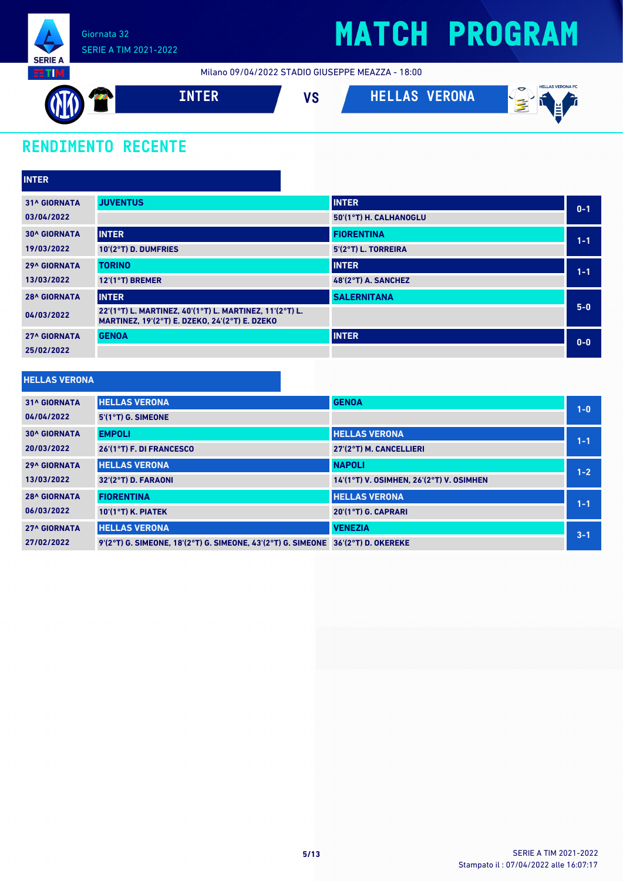Giornata 32
SERIE A TIM 2021-2022

# MATCH PROGRAM

Milano 09/04/2022 STADIO GIUSEPPE MEAZZA - 18:00

**INTER** VS **HELLAS VERONA**

## RENDIMENTO RECENTE

### INTER

| Giornata | Casa | Trasferta | Risultato |
|---|---|---|---|
| 31^ GIORNATA 03/04/2022 | JUVENTUS | INTER<br>50'(1°T) H. CALHANOGLU | 0-1 |
| 30^ GIORNATA 19/03/2022 | INTER<br>10'(2°T) D. DUMFRIES | FIORENTINA<br>5'(2°T) L. TORREIRA | 1-1 |
| 29^ GIORNATA 13/03/2022 | TORINO<br>12'(1°T) BREMER | INTER<br>48'(2°T) A. SANCHEZ | 1-1 |
| 28^ GIORNATA 04/03/2022 | INTER<br>22'(1°T) L. MARTINEZ, 40'(1°T) L. MARTINEZ, 11'(2°T) L. MARTINEZ, 19'(2°T) E. DZEKO, 24'(2°T) E. DZEKO | SALERNITANA | 5-0 |
| 27^ GIORNATA 25/02/2022 | GENOA | INTER | 0-0 |

### HELLAS VERONA

| Giornata | Casa | Trasferta | Risultato |
|---|---|---|---|
| 31^ GIORNATA 04/04/2022 | HELLAS VERONA<br>5'(1°T) G. SIMEONE | GENOA | 1-0 |
| 30^ GIORNATA 20/03/2022 | EMPOLI<br>26'(1°T) F. DI FRANCESCO | HELLAS VERONA<br>27'(2°T) M. CANCELLIERI | 1-1 |
| 29^ GIORNATA 13/03/2022 | HELLAS VERONA<br>32'(2°T) D. FARAONI | NAPOLI<br>14'(1°T) V. OSIMHEN, 26'(2°T) V. OSIMHEN | 1-2 |
| 28^ GIORNATA 06/03/2022 | FIORENTINA<br>10'(1°T) K. PIATEK | HELLAS VERONA<br>20'(1°T) G. CAPRARI | 1-1 |
| 27^ GIORNATA 27/02/2022 | HELLAS VERONA<br>9'(2°T) G. SIMEONE, 18'(2°T) G. SIMEONE, 43'(2°T) G. SIMEONE | VENEZIA<br>36'(2°T) D. OKEREKE | 3-1 |

SERIE A TIM 2021-2022
Stampato il : 07/04/2022 alle 16:07:17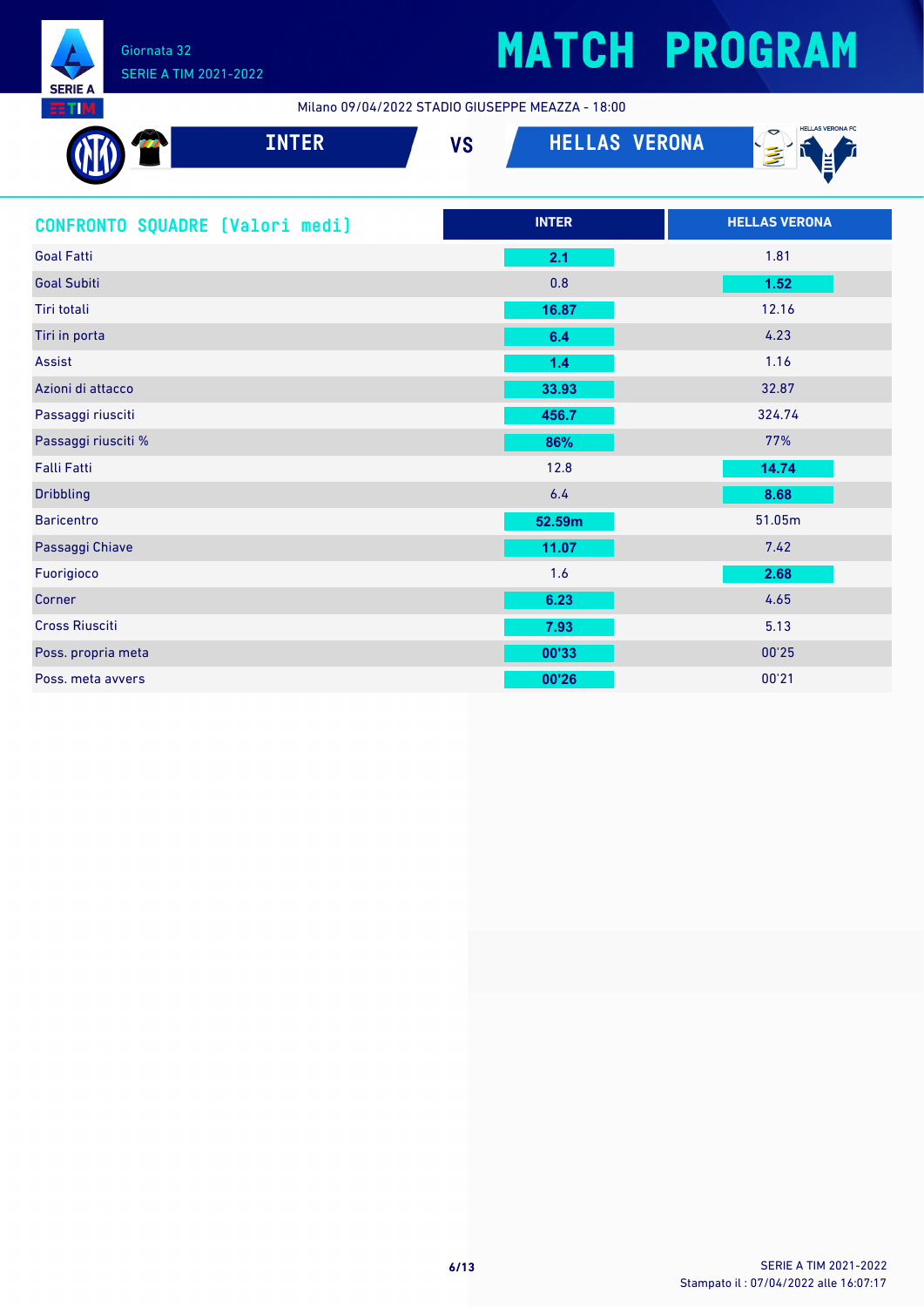# MATCH PROGRAM

Giornata 32
SERIE A TIM 2021-2022

Milano 09/04/2022 STADIO GIUSEPPE MEAZZA - 18:00

**INTER** VS **HELLAS VERONA**

## CONFRONTO SQUADRE [Valori medi]

| | INTER | HELLAS VERONA |
|---|---|---|
| Goal Fatti | **2.1** | 1.81 |
| Goal Subiti | 0.8 | **1.52** |
| Tiri totali | **16.87** | 12.16 |
| Tiri in porta | **6.4** | 4.23 |
| Assist | **1.4** | 1.16 |
| Azioni di attacco | **33.93** | 32.87 |
| Passaggi riusciti | **456.7** | 324.74 |
| Passaggi riusciti % | **86%** | 77% |
| Falli Fatti | 12.8 | **14.74** |
| Dribbling | 6.4 | **8.68** |
| Baricentro | **52.59m** | 51.05m |
| Passaggi Chiave | **11.07** | 7.42 |
| Fuorigioco | 1.6 | **2.68** |
| Corner | **6.23** | 4.65 |
| Cross Riusciti | **7.93** | 5.13 |
| Poss. propria meta | **00'33** | 00'25 |
| Poss. meta avvers | **00'26** | 00'21 |

SERIE A TIM 2021-2022
Stampato il : 07/04/2022 alle 16:07:17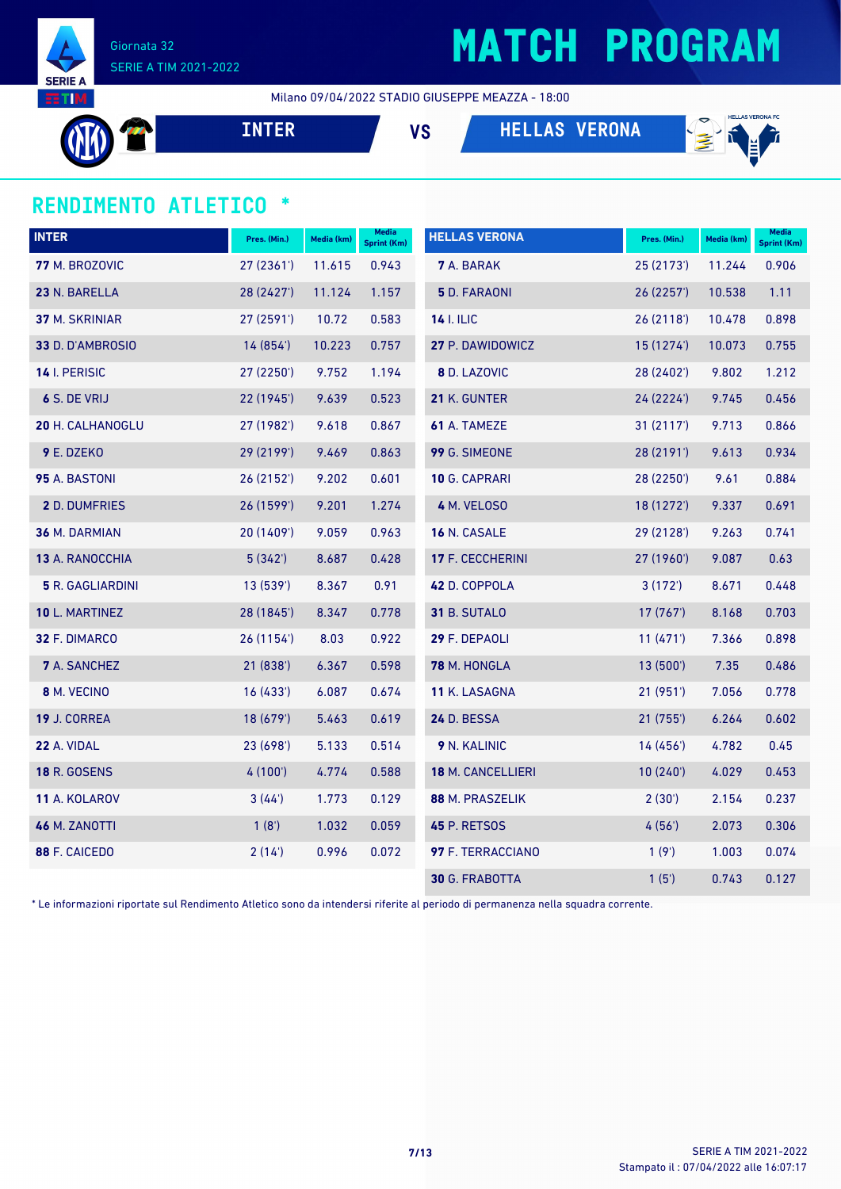Giornata 32
SERIE A TIM 2021-2022

# MATCH PROGRAM

Milano 09/04/2022 STADIO GIUSEPPE MEAZZA - 18:00

**INTER** VS **HELLAS VERONA**

## RENDIMENTO ATLETICO *

| INTER | Pres. (Min.) | Media (km) | Media Sprint (Km) |
|---|---|---|---|
| **77** M. BROZOVIC | 27 (2361') | 11.615 | 0.943 |
| **23** N. BARELLA | 28 (2427') | 11.124 | 1.157 |
| **37** M. SKRINIAR | 27 (2591') | 10.72 | 0.583 |
| **33** D. D'AMBROSIO | 14 (854') | 10.223 | 0.757 |
| **14** I. PERISIC | 27 (2250') | 9.752 | 1.194 |
| **6** S. DE VRIJ | 22 (1945') | 9.639 | 0.523 |
| **20** H. CALHANOGLU | 27 (1982') | 9.618 | 0.867 |
| **9** E. DZEKO | 29 (2199') | 9.469 | 0.863 |
| **95** A. BASTONI | 26 (2152') | 9.202 | 0.601 |
| **2** D. DUMFRIES | 26 (1599') | 9.201 | 1.274 |
| **36** M. DARMIAN | 20 (1409') | 9.059 | 0.963 |
| **13** A. RANOCCHIA | 5 (342') | 8.687 | 0.428 |
| **5** R. GAGLIARDINI | 13 (539') | 8.367 | 0.91 |
| **10** L. MARTINEZ | 28 (1845') | 8.347 | 0.778 |
| **32** F. DIMARCO | 26 (1154') | 8.03 | 0.922 |
| **7** A. SANCHEZ | 21 (838') | 6.367 | 0.598 |
| **8** M. VECINO | 16 (433') | 6.087 | 0.674 |
| **19** J. CORREA | 18 (679') | 5.463 | 0.619 |
| **22** A. VIDAL | 23 (698') | 5.133 | 0.514 |
| **18** R. GOSENS | 4 (100') | 4.774 | 0.588 |
| **11** A. KOLAROV | 3 (44') | 1.773 | 0.129 |
| **46** M. ZANOTTI | 1 (8') | 1.032 | 0.059 |
| **88** F. CAICEDO | 2 (14') | 0.996 | 0.072 |

| HELLAS VERONA | Pres. (Min.) | Media (km) | Media Sprint (Km) |
|---|---|---|---|
| **7** A. BARAK | 25 (2173') | 11.244 | 0.906 |
| **5** D. FARAONI | 26 (2257') | 10.538 | 1.11 |
| **14** I. ILIC | 26 (2118') | 10.478 | 0.898 |
| **27** P. DAWIDOWICZ | 15 (1274') | 10.073 | 0.755 |
| **8** D. LAZOVIC | 28 (2402') | 9.802 | 1.212 |
| **21** K. GUNTER | 24 (2224') | 9.745 | 0.456 |
| **61** A. TAMEZE | 31 (2117') | 9.713 | 0.866 |
| **99** G. SIMEONE | 28 (2191') | 9.613 | 0.934 |
| **10** G. CAPRARI | 28 (2250') | 9.61 | 0.884 |
| **4** M. VELOSO | 18 (1272') | 9.337 | 0.691 |
| **16** N. CASALE | 29 (2128') | 9.263 | 0.741 |
| **17** F. CECCHERINI | 27 (1960') | 9.087 | 0.63 |
| **42** D. COPPOLA | 3 (172') | 8.671 | 0.448 |
| **31** B. SUTALO | 17 (767') | 8.168 | 0.703 |
| **29** F. DEPAOLI | 11 (471') | 7.366 | 0.898 |
| **78** M. HONGLA | 13 (500') | 7.35 | 0.486 |
| **11** K. LASAGNA | 21 (951') | 7.056 | 0.778 |
| **24** D. BESSA | 21 (755') | 6.264 | 0.602 |
| **9** N. KALINIC | 14 (456') | 4.782 | 0.45 |
| **18** M. CANCELLIERI | 10 (240') | 4.029 | 0.453 |
| **88** M. PRASZELIK | 2 (30') | 2.154 | 0.237 |
| **45** P. RETSOS | 4 (56') | 2.073 | 0.306 |
| **97** F. TERRACCIANO | 1 (9') | 1.003 | 0.074 |
| **30** G. FRABOTTA | 1 (5') | 0.743 | 0.127 |

* Le informazioni riportate sul Rendimento Atletico sono da intendersi riferite al periodo di permanenza nella squadra corrente.

SERIE A TIM 2021-2022
Stampato il : 07/04/2022 alle 16:07:17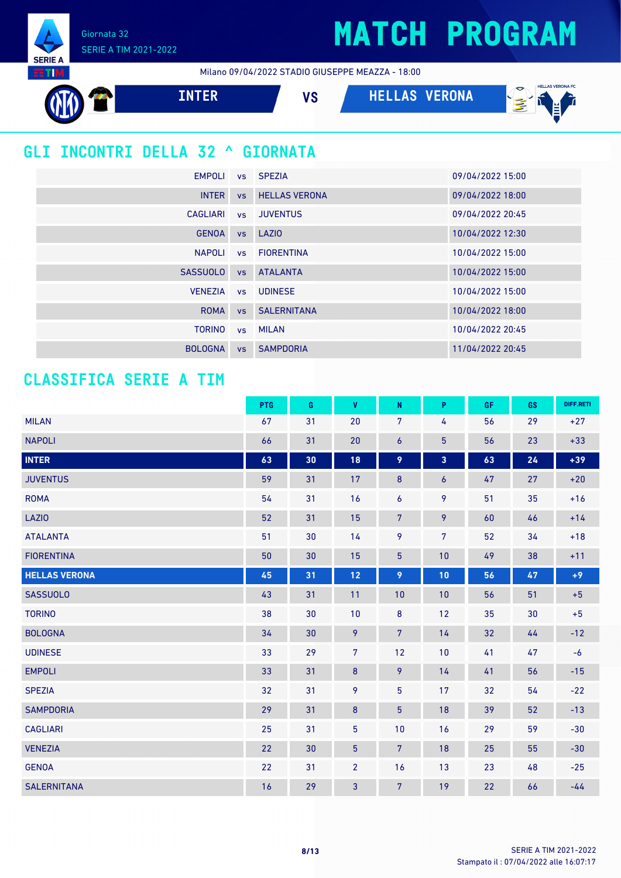Giornata 32
SERIE A TIM 2021-2022

# MATCH PROGRAM

Milano 09/04/2022 STADIO GIUSEPPE MEAZZA - 18:00

**INTER** VS **HELLAS VERONA**

## GLI INCONTRI DELLA 32 ^ GIORNATA

| | | | |
|---|---|---|---|
| EMPOLI | vs | SPEZIA | 09/04/2022 15:00 |
| INTER | vs | HELLAS VERONA | 09/04/2022 18:00 |
| CAGLIARI | vs | JUVENTUS | 09/04/2022 20:45 |
| GENOA | vs | LAZIO | 10/04/2022 12:30 |
| NAPOLI | vs | FIORENTINA | 10/04/2022 15:00 |
| SASSUOLO | vs | ATALANTA | 10/04/2022 15:00 |
| VENEZIA | vs | UDINESE | 10/04/2022 15:00 |
| ROMA | vs | SALERNITANA | 10/04/2022 18:00 |
| TORINO | vs | MILAN | 10/04/2022 20:45 |
| BOLOGNA | vs | SAMPDORIA | 11/04/2022 20:45 |

## CLASSIFICA SERIE A TIM

| | PTG | G | V | N | P | GF | GS | DIFF.RETI |
|---|---|---|---|---|---|---|---|---|
| MILAN | 67 | 31 | 20 | 7 | 4 | 56 | 29 | +27 |
| NAPOLI | 66 | 31 | 20 | 6 | 5 | 56 | 23 | +33 |
| **INTER** | **63** | **30** | **18** | **9** | **3** | **63** | **24** | **+39** |
| JUVENTUS | 59 | 31 | 17 | 8 | 6 | 47 | 27 | +20 |
| ROMA | 54 | 31 | 16 | 6 | 9 | 51 | 35 | +16 |
| LAZIO | 52 | 31 | 15 | 7 | 9 | 60 | 46 | +14 |
| ATALANTA | 51 | 30 | 14 | 9 | 7 | 52 | 34 | +18 |
| FIORENTINA | 50 | 30 | 15 | 5 | 10 | 49 | 38 | +11 |
| **HELLAS VERONA** | **45** | **31** | **12** | **9** | **10** | **56** | **47** | **+9** |
| SASSUOLO | 43 | 31 | 11 | 10 | 10 | 56 | 51 | +5 |
| TORINO | 38 | 30 | 10 | 8 | 12 | 35 | 30 | +5 |
| BOLOGNA | 34 | 30 | 9 | 7 | 14 | 32 | 44 | -12 |
| UDINESE | 33 | 29 | 7 | 12 | 10 | 41 | 47 | -6 |
| EMPOLI | 33 | 31 | 8 | 9 | 14 | 41 | 56 | -15 |
| SPEZIA | 32 | 31 | 9 | 5 | 17 | 32 | 54 | -22 |
| SAMPDORIA | 29 | 31 | 8 | 5 | 18 | 39 | 52 | -13 |
| CAGLIARI | 25 | 31 | 5 | 10 | 16 | 29 | 59 | -30 |
| VENEZIA | 22 | 30 | 5 | 7 | 18 | 25 | 55 | -30 |
| GENOA | 22 | 31 | 2 | 16 | 13 | 23 | 48 | -25 |
| SALERNITANA | 16 | 29 | 3 | 7 | 19 | 22 | 66 | -44 |

Stampato il : 07/04/2022 alle 16:07:17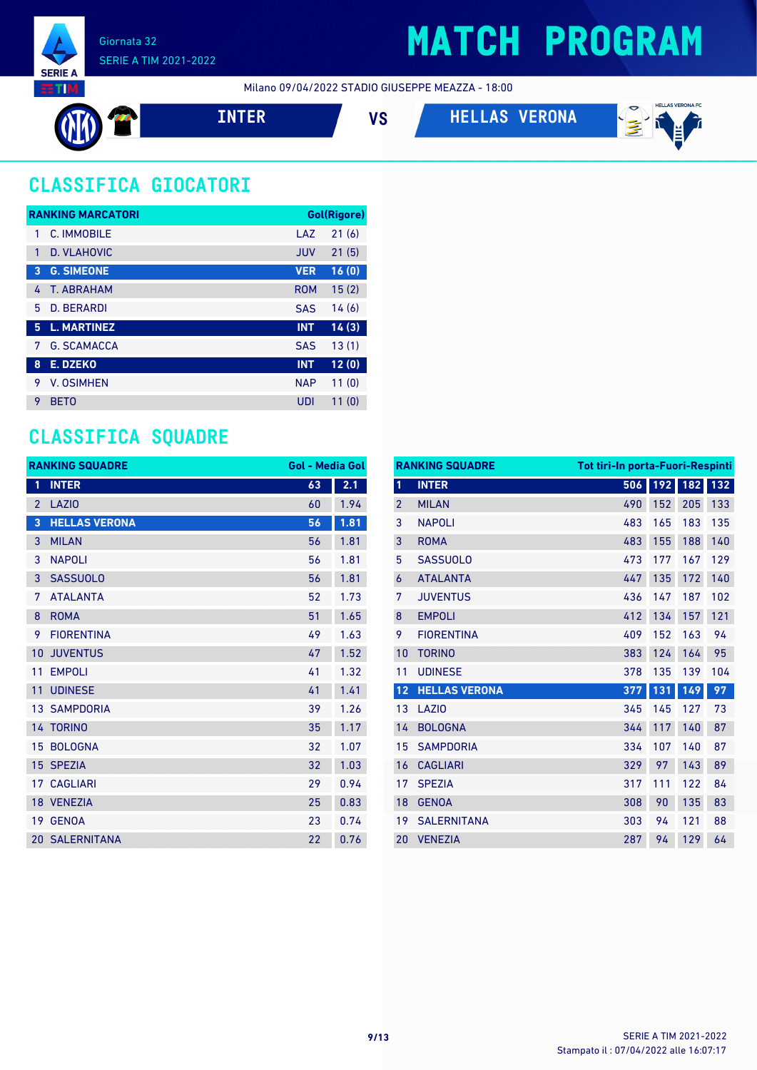Giornata 32
SERIE A TIM 2021-2022

# MATCH PROGRAM

Milano 09/04/2022 STADIO GIUSEPPE MEAZZA - 18:00

**INTER** VS **HELLAS VERONA**

## CLASSIFICA GIOCATORI

| RANKING MARCATORI | | | Gol(Rigore) |
|---|---|---|---|
| 1 | C. IMMOBILE | LAZ | 21 (6) |
| 1 | D. VLAHOVIC | JUV | 21 (5) |
| **3** | **G. SIMEONE** | **VER** | **16 (0)** |
| 4 | T. ABRAHAM | ROM | 15 (2) |
| 5 | D. BERARDI | SAS | 14 (6) |
| **5** | **L. MARTINEZ** | **INT** | **14 (3)** |
| 7 | G. SCAMACCA | SAS | 13 (1) |
| **8** | **E. DZEKO** | **INT** | **12 (0)** |
| 9 | V. OSIMHEN | NAP | 11 (0) |
| 9 | BETO | UDI | 11 (0) |

## CLASSIFICA SQUADRE

| RANKING SQUADRE | | Gol | Media Gol |
|---|---|---|---|
| **1** | **INTER** | **63** | **2.1** |
| 2 | LAZIO | 60 | 1.94 |
| **3** | **HELLAS VERONA** | **56** | **1.81** |
| 3 | MILAN | 56 | 1.81 |
| 3 | NAPOLI | 56 | 1.81 |
| 3 | SASSUOLO | 56 | 1.81 |
| 7 | ATALANTA | 52 | 1.73 |
| 8 | ROMA | 51 | 1.65 |
| 9 | FIORENTINA | 49 | 1.63 |
| 10 | JUVENTUS | 47 | 1.52 |
| 11 | EMPOLI | 41 | 1.32 |
| 11 | UDINESE | 41 | 1.41 |
| 13 | SAMPDORIA | 39 | 1.26 |
| 14 | TORINO | 35 | 1.17 |
| 15 | BOLOGNA | 32 | 1.07 |
| 15 | SPEZIA | 32 | 1.03 |
| 17 | CAGLIARI | 29 | 0.94 |
| 18 | VENEZIA | 25 | 0.83 |
| 19 | GENOA | 23 | 0.74 |
| 20 | SALERNITANA | 22 | 0.76 |

| RANKING SQUADRE | | Tot tiri | In porta | Fuori | Respinti |
|---|---|---|---|---|---|
| **1** | **INTER** | **506** | **192** | **182** | **132** |
| 2 | MILAN | 490 | 152 | 205 | 133 |
| 3 | NAPOLI | 483 | 165 | 183 | 135 |
| 3 | ROMA | 483 | 155 | 188 | 140 |
| 5 | SASSUOLO | 473 | 177 | 167 | 129 |
| 6 | ATALANTA | 447 | 135 | 172 | 140 |
| 7 | JUVENTUS | 436 | 147 | 187 | 102 |
| 8 | EMPOLI | 412 | 134 | 157 | 121 |
| 9 | FIORENTINA | 409 | 152 | 163 | 94 |
| 10 | TORINO | 383 | 124 | 164 | 95 |
| 11 | UDINESE | 378 | 135 | 139 | 104 |
| **12** | **HELLAS VERONA** | **377** | **131** | **149** | **97** |
| 13 | LAZIO | 345 | 145 | 127 | 73 |
| 14 | BOLOGNA | 344 | 117 | 140 | 87 |
| 15 | SAMPDORIA | 334 | 107 | 140 | 87 |
| 16 | CAGLIARI | 329 | 97 | 143 | 89 |
| 17 | SPEZIA | 317 | 111 | 122 | 84 |
| 18 | GENOA | 308 | 90 | 135 | 83 |
| 19 | SALERNITANA | 303 | 94 | 121 | 88 |
| 20 | VENEZIA | 287 | 94 | 129 | 64 |

Stampato il : 07/04/2022 alle 16:07:17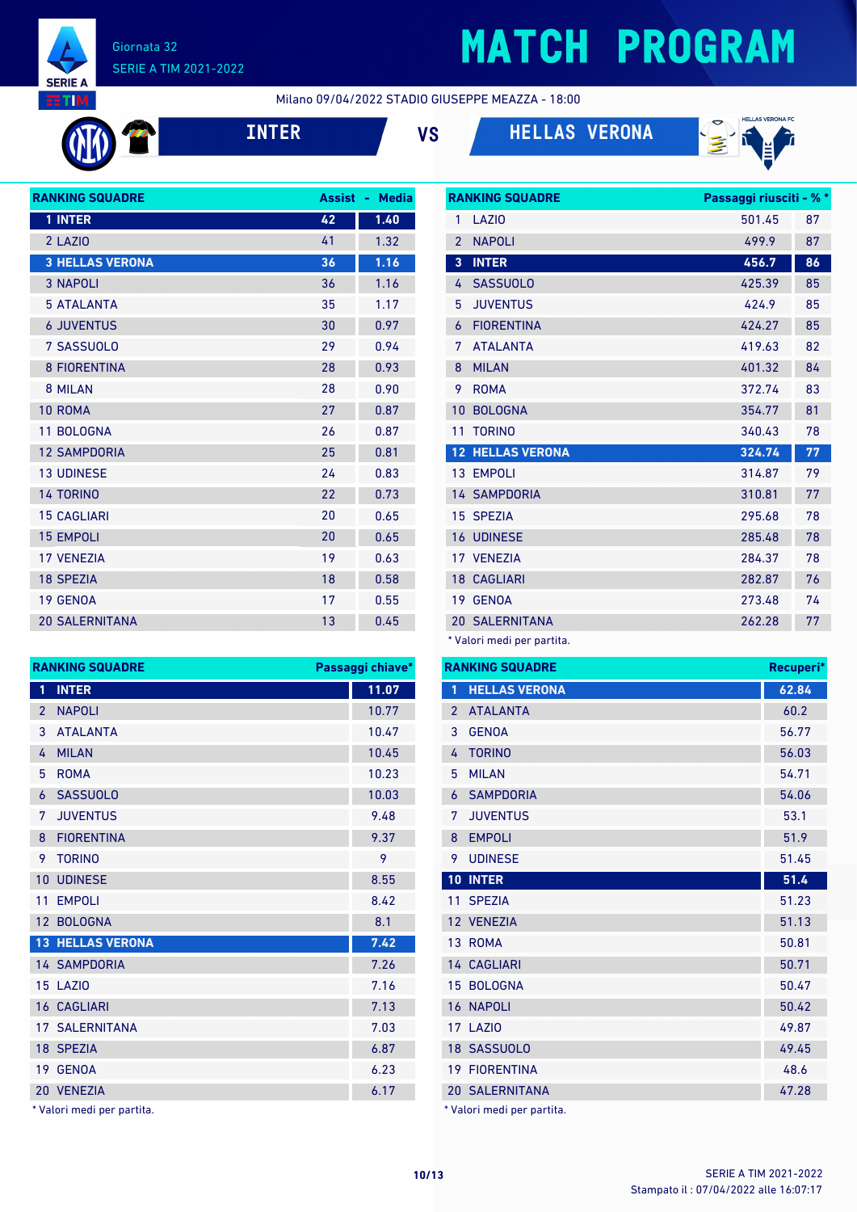# MATCH PROGRAM

Giornata 32
SERIE A TIM 2021-2022

Milano 09/04/2022 STADIO GIUSEPPE MEAZZA - 18:00

**INTER** VS **HELLAS VERONA**

| RANKING SQUADRE | Assist | Media |
|---|---|---|
| 1 INTER | 42 | 1.40 |
| 2 LAZIO | 41 | 1.32 |
| 3 HELLAS VERONA | 36 | 1.16 |
| 3 NAPOLI | 36 | 1.16 |
| 5 ATALANTA | 35 | 1.17 |
| 6 JUVENTUS | 30 | 0.97 |
| 7 SASSUOLO | 29 | 0.94 |
| 8 FIORENTINA | 28 | 0.93 |
| 8 MILAN | 28 | 0.90 |
| 10 ROMA | 27 | 0.87 |
| 11 BOLOGNA | 26 | 0.87 |
| 12 SAMPDORIA | 25 | 0.81 |
| 13 UDINESE | 24 | 0.83 |
| 14 TORINO | 22 | 0.73 |
| 15 CAGLIARI | 20 | 0.65 |
| 15 EMPOLI | 20 | 0.65 |
| 17 VENEZIA | 19 | 0.63 |
| 18 SPEZIA | 18 | 0.58 |
| 19 GENOA | 17 | 0.55 |
| 20 SALERNITANA | 13 | 0.45 |

| RANKING SQUADRE | Passaggi riusciti* | %* |
|---|---|---|
| 1 LAZIO | 501.45 | 87 |
| 2 NAPOLI | 499.9 | 87 |
| 3 INTER | 456.7 | 86 |
| 4 SASSUOLO | 425.39 | 85 |
| 5 JUVENTUS | 424.9 | 85 |
| 6 FIORENTINA | 424.27 | 85 |
| 7 ATALANTA | 419.63 | 82 |
| 8 MILAN | 401.32 | 84 |
| 9 ROMA | 372.74 | 83 |
| 10 BOLOGNA | 354.77 | 81 |
| 11 TORINO | 340.43 | 78 |
| 12 HELLAS VERONA | 324.74 | 77 |
| 13 EMPOLI | 314.87 | 79 |
| 14 SAMPDORIA | 310.81 | 77 |
| 15 SPEZIA | 295.68 | 78 |
| 16 UDINESE | 285.48 | 78 |
| 17 VENEZIA | 284.37 | 78 |
| 18 CAGLIARI | 282.87 | 76 |
| 19 GENOA | 273.48 | 74 |
| 20 SALERNITANA | 262.28 | 77 |

\* Valori medi per partita.

| RANKING SQUADRE | Passaggi chiave* |
|---|---|
| 1 INTER | 11.07 |
| 2 NAPOLI | 10.77 |
| 3 ATALANTA | 10.47 |
| 4 MILAN | 10.45 |
| 5 ROMA | 10.23 |
| 6 SASSUOLO | 10.03 |
| 7 JUVENTUS | 9.48 |
| 8 FIORENTINA | 9.37 |
| 9 TORINO | 9 |
| 10 UDINESE | 8.55 |
| 11 EMPOLI | 8.42 |
| 12 BOLOGNA | 8.1 |
| 13 HELLAS VERONA | 7.42 |
| 14 SAMPDORIA | 7.26 |
| 15 LAZIO | 7.16 |
| 16 CAGLIARI | 7.13 |
| 17 SALERNITANA | 7.03 |
| 18 SPEZIA | 6.87 |
| 19 GENOA | 6.23 |
| 20 VENEZIA | 6.17 |

\* Valori medi per partita.

| RANKING SQUADRE | Recuperi* |
|---|---|
| 1 HELLAS VERONA | 62.84 |
| 2 ATALANTA | 60.2 |
| 3 GENOA | 56.77 |
| 4 TORINO | 56.03 |
| 5 MILAN | 54.71 |
| 6 SAMPDORIA | 54.06 |
| 7 JUVENTUS | 53.1 |
| 8 EMPOLI | 51.9 |
| 9 UDINESE | 51.45 |
| 10 INTER | 51.4 |
| 11 SPEZIA | 51.23 |
| 12 VENEZIA | 51.13 |
| 13 ROMA | 50.81 |
| 14 CAGLIARI | 50.71 |
| 15 BOLOGNA | 50.47 |
| 16 NAPOLI | 50.42 |
| 17 LAZIO | 49.87 |
| 18 SASSUOLO | 49.45 |
| 19 FIORENTINA | 48.6 |
| 20 SALERNITANA | 47.28 |

\* Valori medi per partita.

Stampato il : 07/04/2022 alle 16:07:17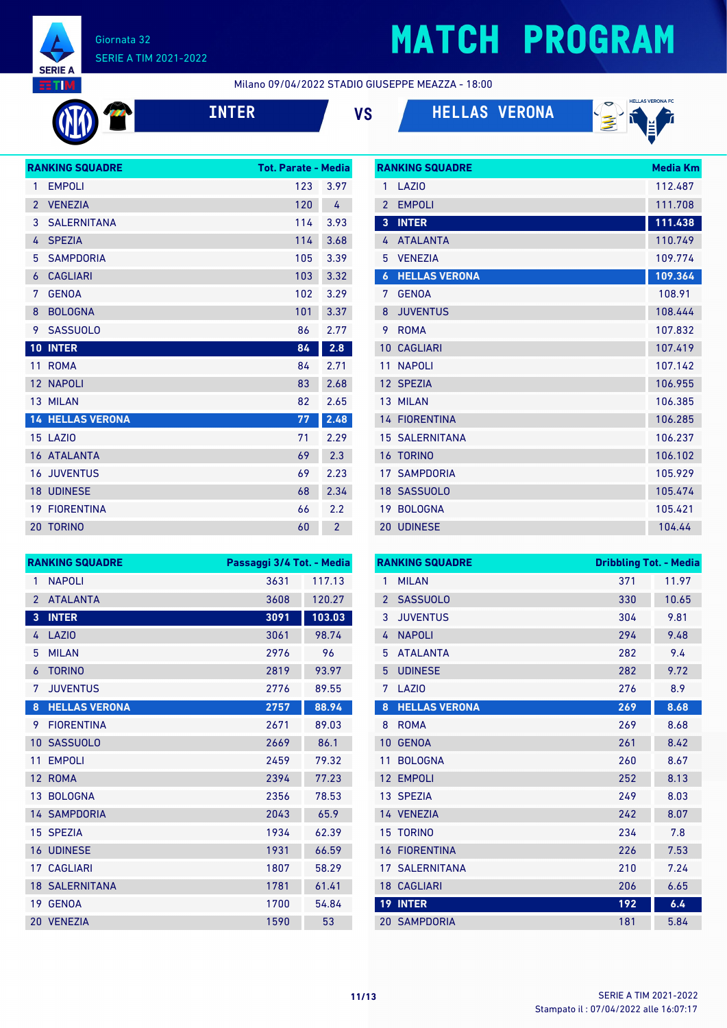# MATCH PROGRAM

Giornata 32
SERIE A TIM 2021-2022

Milano 09/04/2022 STADIO GIUSEPPE MEAZZA - 18:00

**INTER** VS **HELLAS VERONA**

| RANKING SQUADRE | | Tot. Parate | Media |
|---|---|---|---|
| 1 | EMPOLI | 123 | 3.97 |
| 2 | VENEZIA | 120 | 4 |
| 3 | SALERNITANA | 114 | 3.93 |
| 4 | SPEZIA | 114 | 3.68 |
| 5 | SAMPDORIA | 105 | 3.39 |
| 6 | CAGLIARI | 103 | 3.32 |
| 7 | GENOA | 102 | 3.29 |
| 8 | BOLOGNA | 101 | 3.37 |
| 9 | SASSUOLO | 86 | 2.77 |
| **10** | **INTER** | **84** | **2.8** |
| 11 | ROMA | 84 | 2.71 |
| 12 | NAPOLI | 83 | 2.68 |
| 13 | MILAN | 82 | 2.65 |
| **14** | **HELLAS VERONA** | **77** | **2.48** |
| 15 | LAZIO | 71 | 2.29 |
| 16 | ATALANTA | 69 | 2.3 |
| 16 | JUVENTUS | 69 | 2.23 |
| 18 | UDINESE | 68 | 2.34 |
| 19 | FIORENTINA | 66 | 2.2 |
| 20 | TORINO | 60 | 2 |

| RANKING SQUADRE | | Media Km |
|---|---|---|
| 1 | LAZIO | 112.487 |
| 2 | EMPOLI | 111.708 |
| **3** | **INTER** | **111.438** |
| 4 | ATALANTA | 110.749 |
| 5 | VENEZIA | 109.774 |
| **6** | **HELLAS VERONA** | **109.364** |
| 7 | GENOA | 108.91 |
| 8 | JUVENTUS | 108.444 |
| 9 | ROMA | 107.832 |
| 10 | CAGLIARI | 107.419 |
| 11 | NAPOLI | 107.142 |
| 12 | SPEZIA | 106.955 |
| 13 | MILAN | 106.385 |
| 14 | FIORENTINA | 106.285 |
| 15 | SALERNITANA | 106.237 |
| 16 | TORINO | 106.102 |
| 17 | SAMPDORIA | 105.929 |
| 18 | SASSUOLO | 105.474 |
| 19 | BOLOGNA | 105.421 |
| 20 | UDINESE | 104.44 |

| RANKING SQUADRE | | Passaggi 3/4 Tot. | Media |
|---|---|---|---|
| 1 | NAPOLI | 3631 | 117.13 |
| 2 | ATALANTA | 3608 | 120.27 |
| **3** | **INTER** | **3091** | **103.03** |
| 4 | LAZIO | 3061 | 98.74 |
| 5 | MILAN | 2976 | 96 |
| 6 | TORINO | 2819 | 93.97 |
| 7 | JUVENTUS | 2776 | 89.55 |
| **8** | **HELLAS VERONA** | **2757** | **88.94** |
| 9 | FIORENTINA | 2671 | 89.03 |
| 10 | SASSUOLO | 2669 | 86.1 |
| 11 | EMPOLI | 2459 | 79.32 |
| 12 | ROMA | 2394 | 77.23 |
| 13 | BOLOGNA | 2356 | 78.53 |
| 14 | SAMPDORIA | 2043 | 65.9 |
| 15 | SPEZIA | 1934 | 62.39 |
| 16 | UDINESE | 1931 | 66.59 |
| 17 | CAGLIARI | 1807 | 58.29 |
| 18 | SALERNITANA | 1781 | 61.41 |
| 19 | GENOA | 1700 | 54.84 |
| 20 | VENEZIA | 1590 | 53 |

| RANKING SQUADRE | | Dribbling Tot. | Media |
|---|---|---|---|
| 1 | MILAN | 371 | 11.97 |
| 2 | SASSUOLO | 330 | 10.65 |
| 3 | JUVENTUS | 304 | 9.81 |
| 4 | NAPOLI | 294 | 9.48 |
| 5 | ATALANTA | 282 | 9.4 |
| 5 | UDINESE | 282 | 9.72 |
| 7 | LAZIO | 276 | 8.9 |
| **8** | **HELLAS VERONA** | **269** | **8.68** |
| 8 | ROMA | 269 | 8.68 |
| 10 | GENOA | 261 | 8.42 |
| 11 | BOLOGNA | 260 | 8.67 |
| 12 | EMPOLI | 252 | 8.13 |
| 13 | SPEZIA | 249 | 8.03 |
| 14 | VENEZIA | 242 | 8.07 |
| 15 | TORINO | 234 | 7.8 |
| 16 | FIORENTINA | 226 | 7.53 |
| 17 | SALERNITANA | 210 | 7.24 |
| 18 | CAGLIARI | 206 | 6.65 |
| **19** | **INTER** | **192** | **6.4** |
| 20 | SAMPDORIA | 181 | 5.84 |

Stampato il : 07/04/2022 alle 16:07:17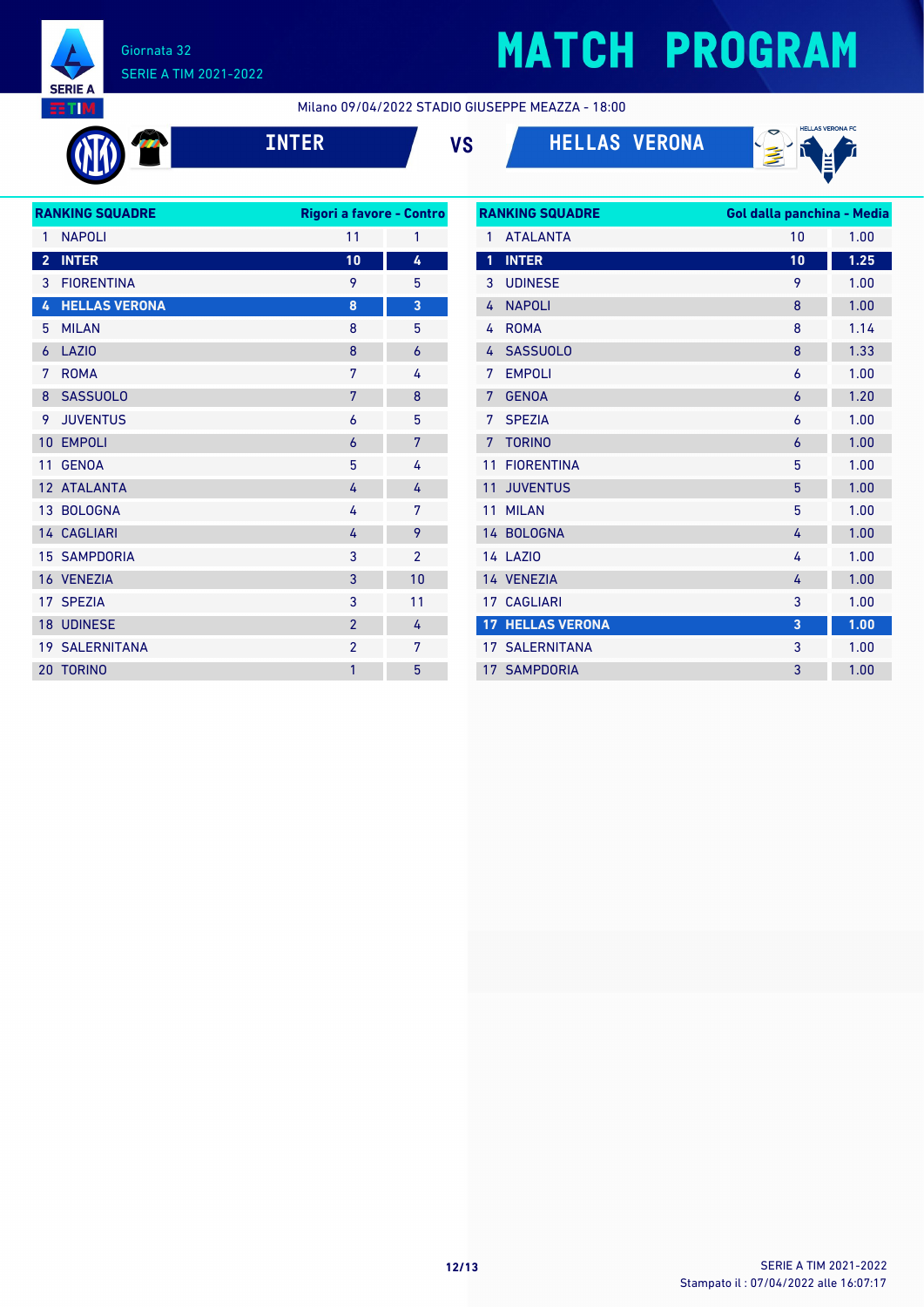# MATCH PROGRAM

Giornata 32
SERIE A TIM 2021-2022

Milano 09/04/2022 STADIO GIUSEPPE MEAZZA - 18:00

**INTER** VS **HELLAS VERONA**

| RANKING SQUADRE | | Rigori a favore | Contro |
|---|---|---|---|
| 1 | NAPOLI | 11 | 1 |
| 2 | **INTER** | **10** | **4** |
| 3 | FIORENTINA | 9 | 5 |
| 4 | **HELLAS VERONA** | **8** | **3** |
| 5 | MILAN | 8 | 5 |
| 6 | LAZIO | 8 | 6 |
| 7 | ROMA | 7 | 4 |
| 8 | SASSUOLO | 7 | 8 |
| 9 | JUVENTUS | 6 | 5 |
| 10 | EMPOLI | 6 | 7 |
| 11 | GENOA | 5 | 4 |
| 12 | ATALANTA | 4 | 4 |
| 13 | BOLOGNA | 4 | 7 |
| 14 | CAGLIARI | 4 | 9 |
| 15 | SAMPDORIA | 3 | 2 |
| 16 | VENEZIA | 3 | 10 |
| 17 | SPEZIA | 3 | 11 |
| 18 | UDINESE | 2 | 4 |
| 19 | SALERNITANA | 2 | 7 |
| 20 | TORINO | 1 | 5 |

| RANKING SQUADRE | | Gol dalla panchina | Media |
|---|---|---|---|
| 1 | ATALANTA | 10 | 1.00 |
| 1 | **INTER** | **10** | **1.25** |
| 3 | UDINESE | 9 | 1.00 |
| 4 | NAPOLI | 8 | 1.00 |
| 4 | ROMA | 8 | 1.14 |
| 4 | SASSUOLO | 8 | 1.33 |
| 7 | EMPOLI | 6 | 1.00 |
| 7 | GENOA | 6 | 1.20 |
| 7 | SPEZIA | 6 | 1.00 |
| 7 | TORINO | 6 | 1.00 |
| 11 | FIORENTINA | 5 | 1.00 |
| 11 | JUVENTUS | 5 | 1.00 |
| 11 | MILAN | 5 | 1.00 |
| 14 | BOLOGNA | 4 | 1.00 |
| 14 | LAZIO | 4 | 1.00 |
| 14 | VENEZIA | 4 | 1.00 |
| 17 | CAGLIARI | 3 | 1.00 |
| 17 | **HELLAS VERONA** | **3** | **1.00** |
| 17 | SALERNITANA | 3 | 1.00 |
| 17 | SAMPDORIA | 3 | 1.00 |

SERIE A TIM 2021-2022
Stampato il : 07/04/2022 alle 16:07:17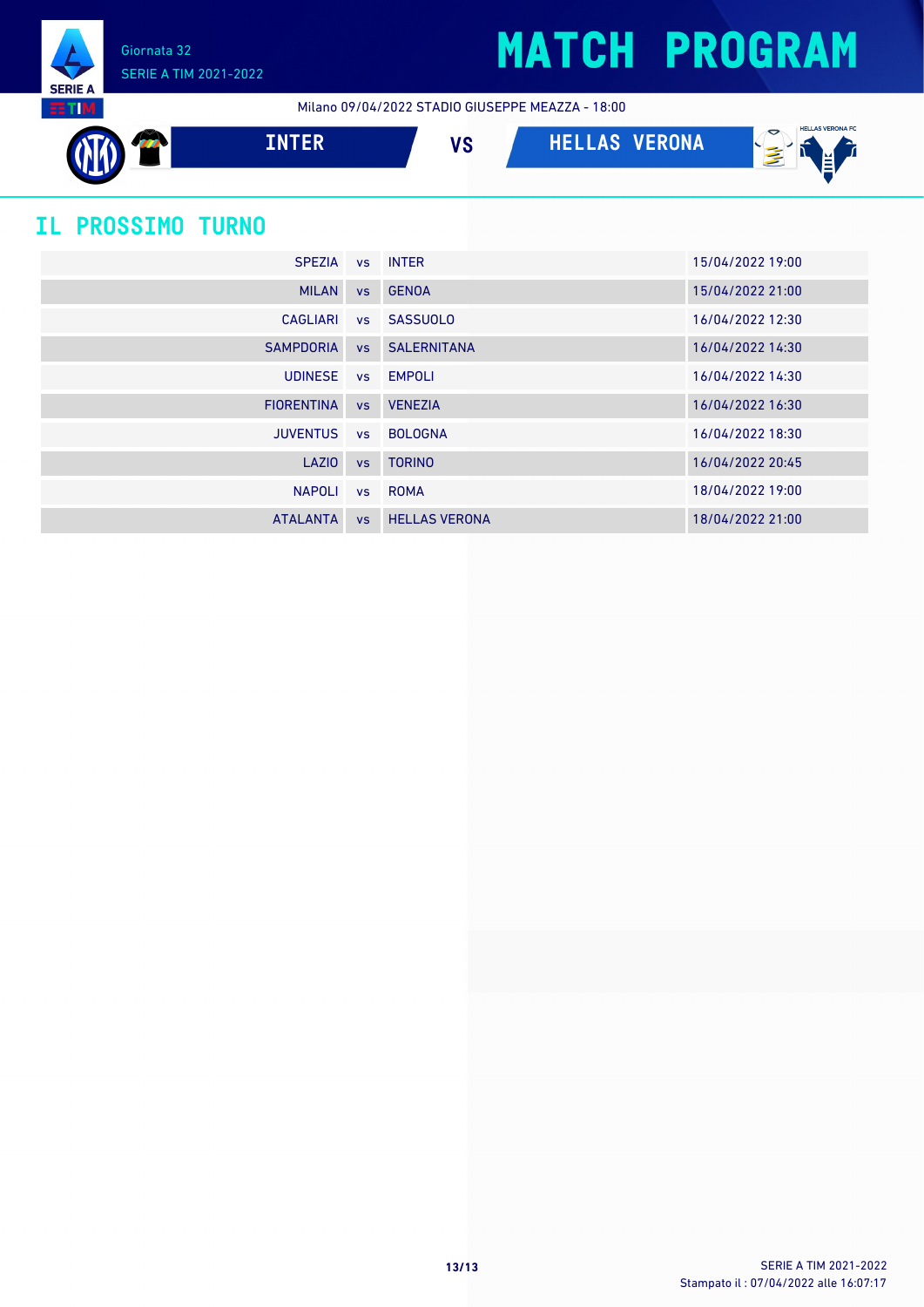# MATCH PROGRAM

Giornata 32
SERIE A TIM 2021-2022

Milano 09/04/2022 STADIO GIUSEPPE MEAZZA - 18:00

**INTER** VS **HELLAS VERONA**

## IL PROSSIMO TURNO

| | | | |
|---|---|---|---|
| SPEZIA | vs | INTER | 15/04/2022 19:00 |
| MILAN | vs | GENOA | 15/04/2022 21:00 |
| CAGLIARI | vs | SASSUOLO | 16/04/2022 12:30 |
| SAMPDORIA | vs | SALERNITANA | 16/04/2022 14:30 |
| UDINESE | vs | EMPOLI | 16/04/2022 14:30 |
| FIORENTINA | vs | VENEZIA | 16/04/2022 16:30 |
| JUVENTUS | vs | BOLOGNA | 16/04/2022 18:30 |
| LAZIO | vs | TORINO | 16/04/2022 20:45 |
| NAPOLI | vs | ROMA | 18/04/2022 19:00 |
| ATALANTA | vs | HELLAS VERONA | 18/04/2022 21:00 |

SERIE A TIM 2021-2022
Stampato il : 07/04/2022 alle 16:07:17